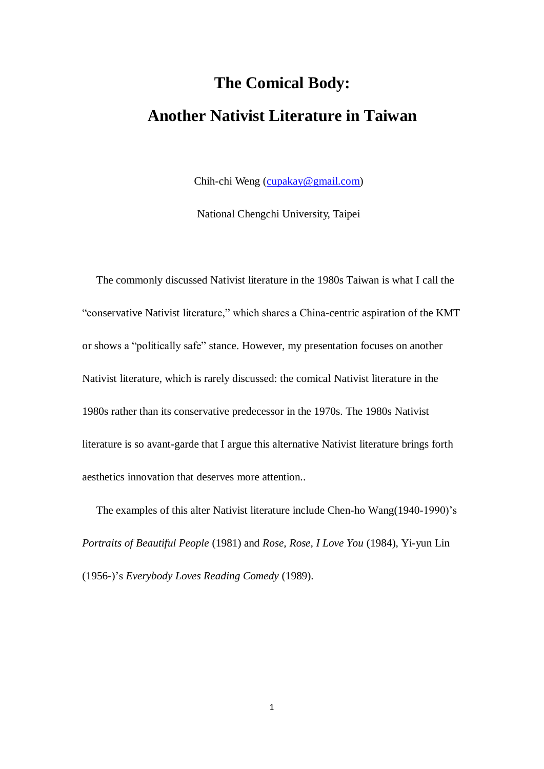# The Comical Body:

# Another Nativist Literature in Taiwan

Chih-chi Weng (cupakay@gmail.com)

National Chengchi University, Taipei

The commonly discussed Nativist literature in the 1980s Taiwan is what I call the "conservative Nativist literature," which shares a China-centric aspiration of the KMT or shows a "politically safe" stance. However, my presentation focuses on another Nativist literature, which is rarely discussed: the comical Nativist literature in the 1980s rather than its conservative predecessor in the 1970s. The 1980s Nativist literature is so avant-garde that I argue this alternative Nativist literature brings forth aesthetics innovation that deserves more attention..

The examples of this alter Nativist literature include Chen-ho Wang(1940-1990)'s *Portraits of Beautiful People* (1981) and *Rose, Rose, I Love You* (1984), Yi-yun Lin (1956-)'s *Everybody Loves Reading Comedy* (1989).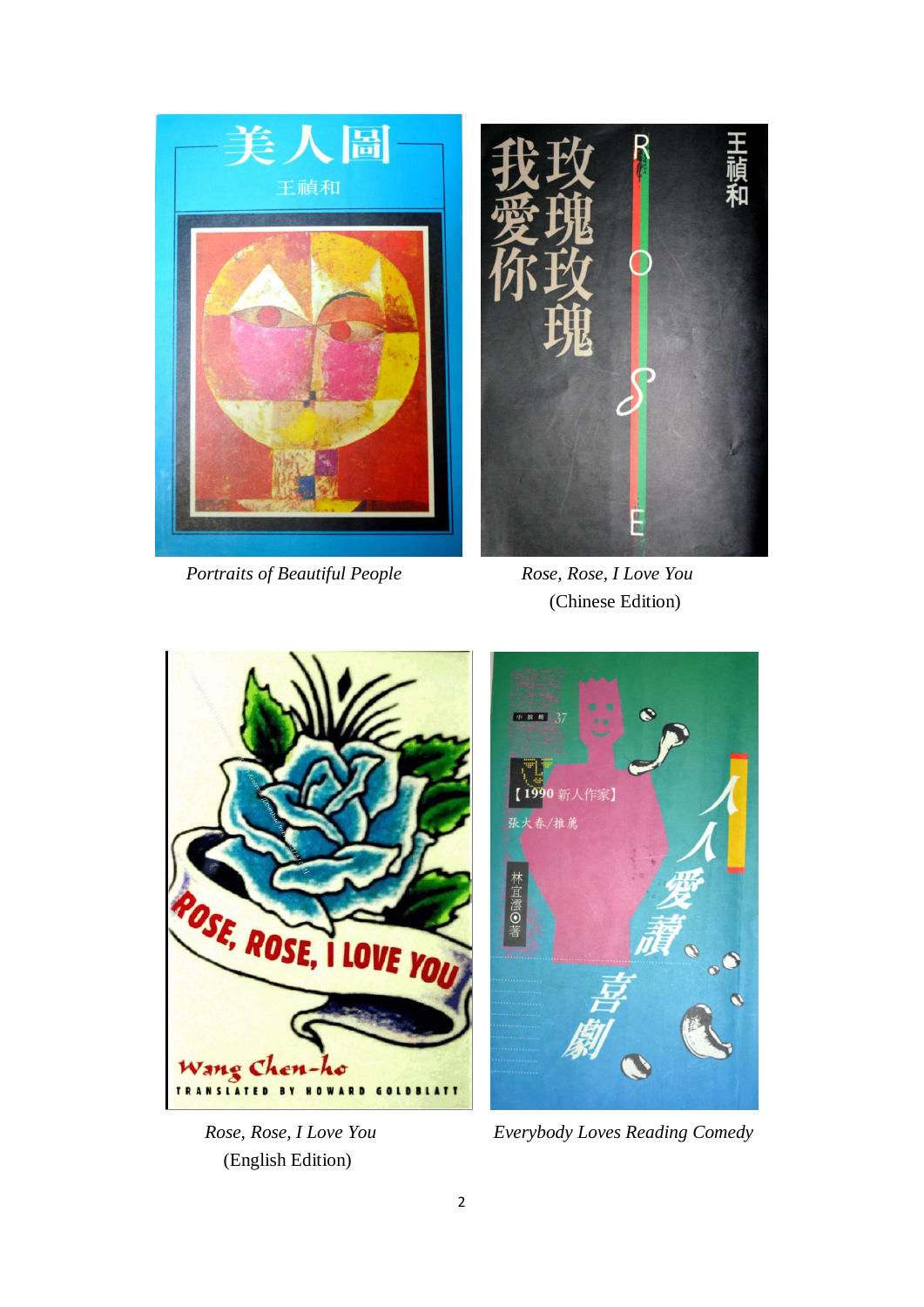*Portraits of Beautiful People*

*Rose, Rose, I Love You*
(Chinese Edition)

*Rose, Rose, I Love You*
(English Edition)

*Everybody Loves Reading Comedy*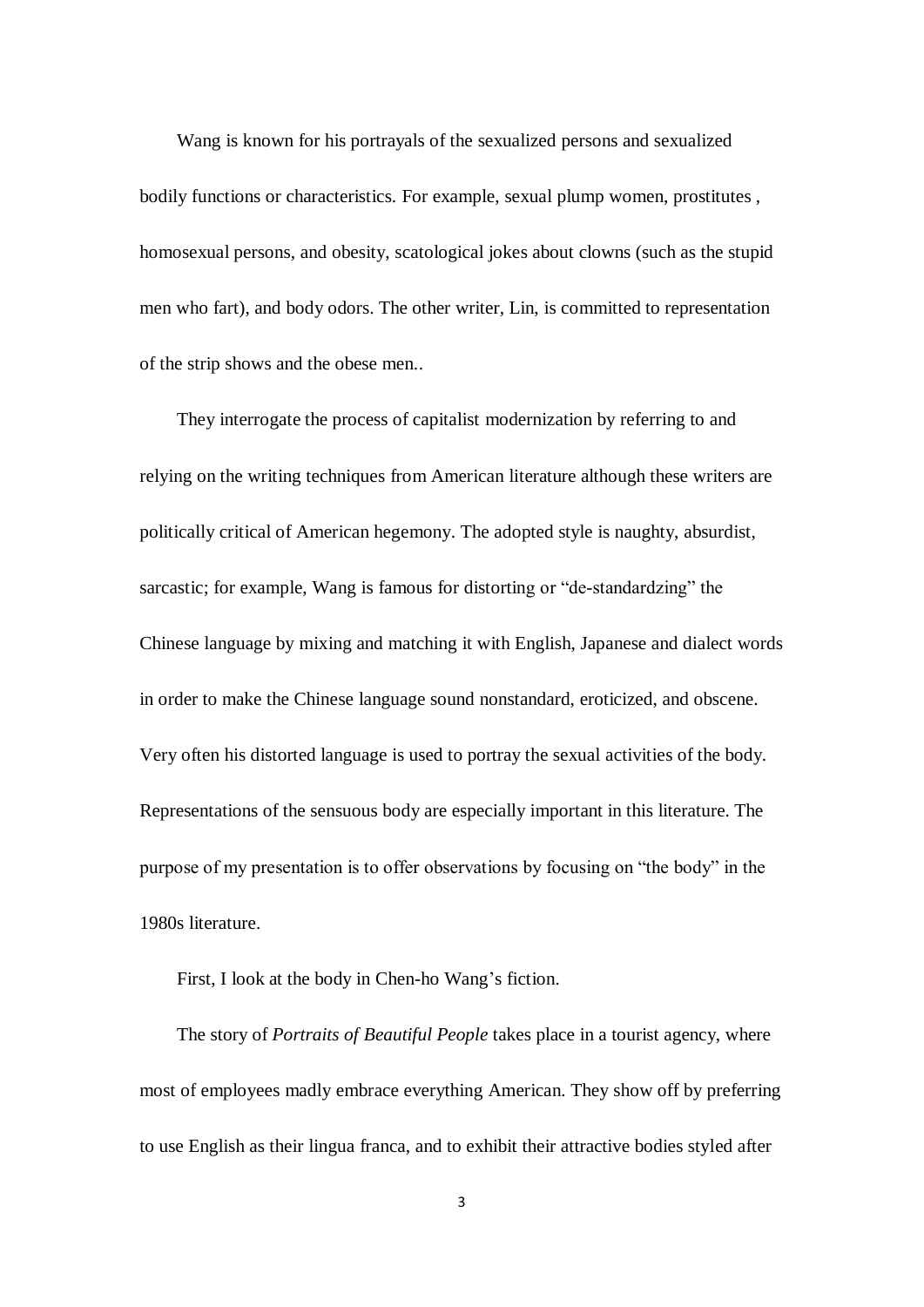Wang is known for his portrayals of the sexualized persons and sexualized bodily functions or characteristics. For example, sexual plump women, prostitutes , homosexual persons, and obesity, scatological jokes about clowns (such as the stupid men who fart), and body odors. The other writer, Lin, is committed to representation of the strip shows and the obese men..

They interrogate the process of capitalist modernization by referring to and relying on the writing techniques from American literature although these writers are politically critical of American hegemony. The adopted style is naughty, absurdist, sarcastic; for example, Wang is famous for distorting or "de-standardzing" the Chinese language by mixing and matching it with English, Japanese and dialect words in order to make the Chinese language sound nonstandard, eroticized, and obscene. Very often his distorted language is used to portray the sexual activities of the body. Representations of the sensuous body are especially important in this literature. The purpose of my presentation is to offer observations by focusing on "the body" in the 1980s literature.

First, I look at the body in Chen-ho Wang's fiction.

The story of *Portraits of Beautiful People* takes place in a tourist agency, where most of employees madly embrace everything American. They show off by preferring to use English as their lingua franca, and to exhibit their attractive bodies styled after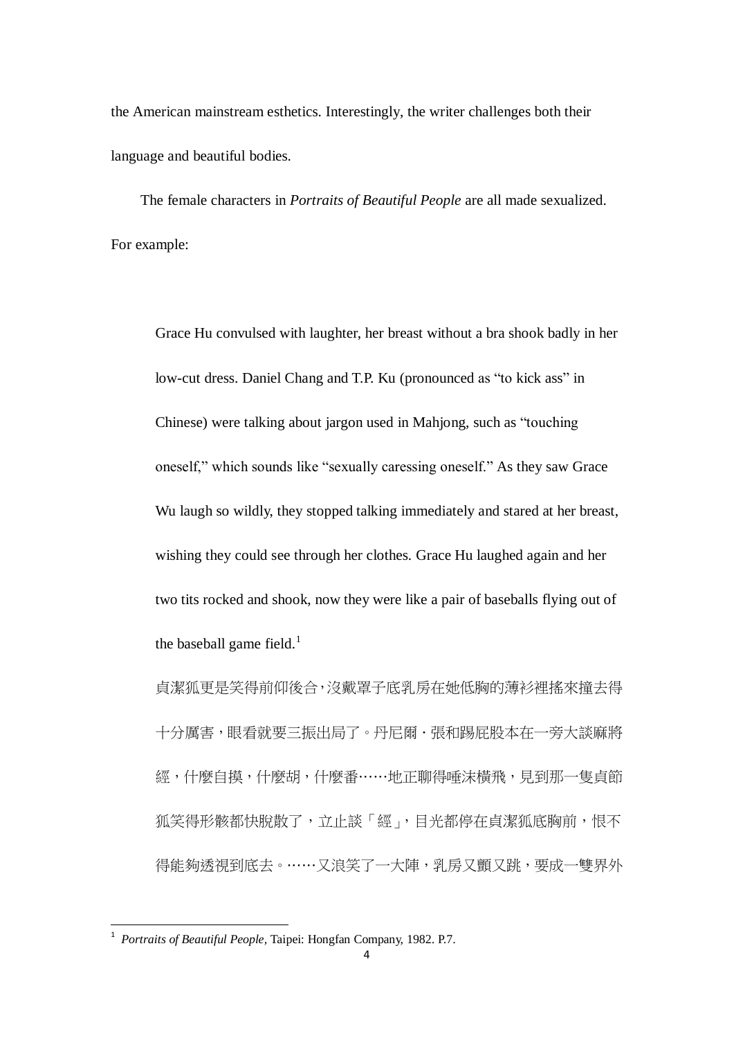the American mainstream esthetics. Interestingly, the writer challenges both their language and beautiful bodies.

The female characters in *Portraits of Beautiful People* are all made sexualized. For example:

> Grace Hu convulsed with laughter, her breast without a bra shook badly in her low-cut dress. Daniel Chang and T.P. Ku (pronounced as "to kick ass" in Chinese) were talking about jargon used in Mahjong, such as "touching oneself," which sounds like "sexually caressing oneself." As they saw Grace Wu laugh so wildly, they stopped talking immediately and stared at her breast, wishing they could see through her clothes. Grace Hu laughed again and her two tits rocked and shook, now they were like a pair of baseballs flying out of the baseball game field.[1]
>
> 貞潔狐更是笑得前仰後合，沒戴罩子底乳房在她低胸的薄衫裡搖來撞去得十分厲害，眼看就要三振出局了。丹尼爾・張和踢屁股本在一旁大談麻將經，什麼自摸，什麼胡，什麼番……地正聊得唾沫橫飛，見到那一隻貞節狐笑得形骸都快脫散了，立止談「經」，目光都停在貞潔狐底胸前，恨不得能夠透視到底去。……又浪笑了一大陣，乳房又顫又跳，要成一雙界外

[1] *Portraits of Beautiful People*, Taipei: Hongfan Company, 1982. P.7.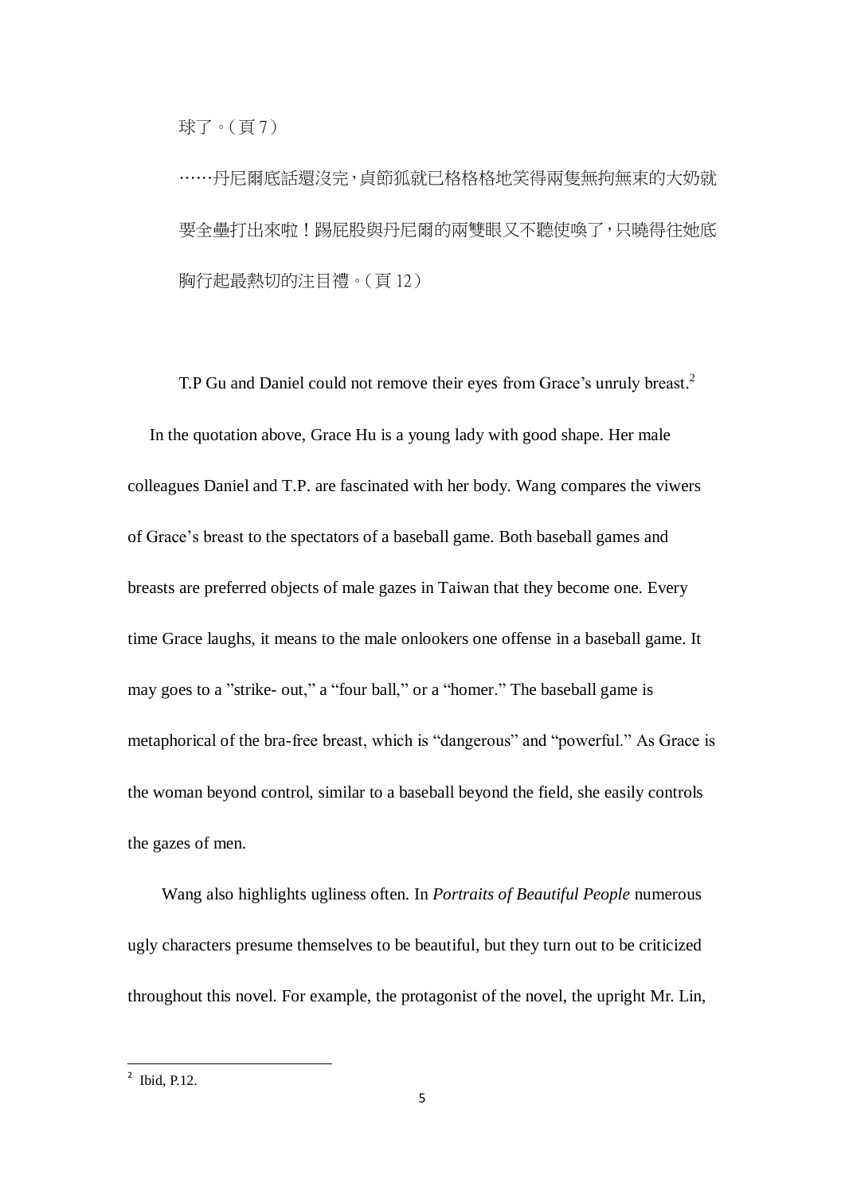球了。（頁 7）

……丹尼爾底話還沒完，貞節狐就已格格格地笑得兩隻無拘無束的大奶就要全壘打出來啦！踢屁股與丹尼爾的兩雙眼又不聽使喚了，只曉得往她底胸行起最熱切的注目禮。（頁 12）

T.P Gu and Daniel could not remove their eyes from Grace's unruly breast.[2]

In the quotation above, Grace Hu is a young lady with good shape. Her male colleagues Daniel and T.P. are fascinated with her body. Wang compares the viwers of Grace's breast to the spectators of a baseball game. Both baseball games and breasts are preferred objects of male gazes in Taiwan that they become one. Every time Grace laughs, it means to the male onlookers one offense in a baseball game. It may goes to a "strike- out," a "four ball," or a "homer." The baseball game is metaphorical of the bra-free breast, which is "dangerous" and "powerful." As Grace is the woman beyond control, similar to a baseball beyond the field, she easily controls the gazes of men.

Wang also highlights ugliness often. In *Portraits of Beautiful People* numerous ugly characters presume themselves to be beautiful, but they turn out to be criticized throughout this novel. For example, the protagonist of the novel, the upright Mr. Lin,

[2] Ibid, P.12.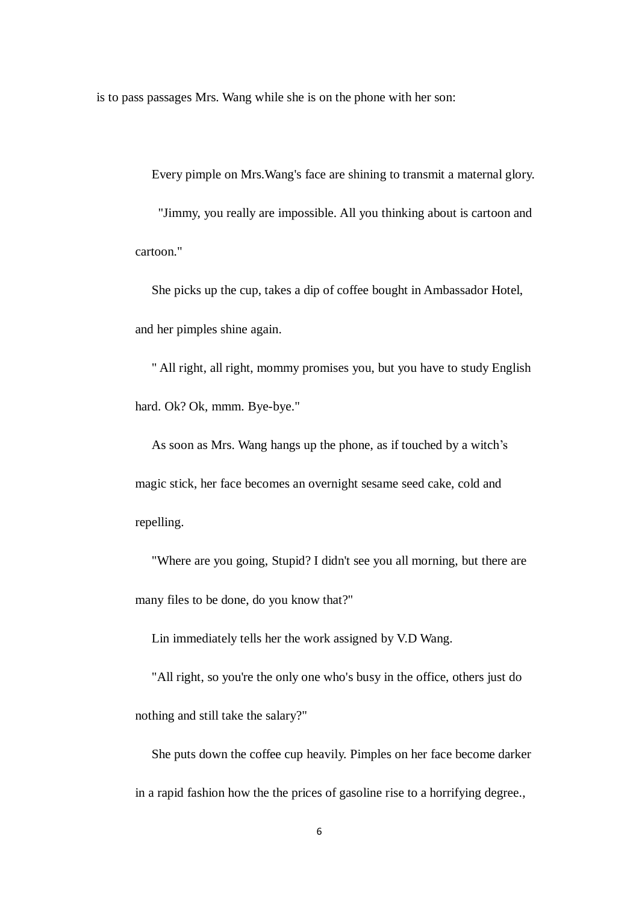is to pass passages Mrs. Wang while she is on the phone with her son:

Every pimple on Mrs.Wang's face are shining to transmit a maternal glory.

"Jimmy, you really are impossible. All you thinking about is cartoon and cartoon."

She picks up the cup, takes a dip of coffee bought in Ambassador Hotel, and her pimples shine again.

" All right, all right, mommy promises you, but you have to study English hard. Ok? Ok, mmm. Bye-bye."

As soon as Mrs. Wang hangs up the phone, as if touched by a witch's magic stick, her face becomes an overnight sesame seed cake, cold and repelling.

"Where are you going, Stupid? I didn't see you all morning, but there are many files to be done, do you know that?"

Lin immediately tells her the work assigned by V.D Wang.

"All right, so you're the only one who's busy in the office, others just do nothing and still take the salary?"

She puts down the coffee cup heavily. Pimples on her face become darker in a rapid fashion how the the prices of gasoline rise to a horrifying degree.,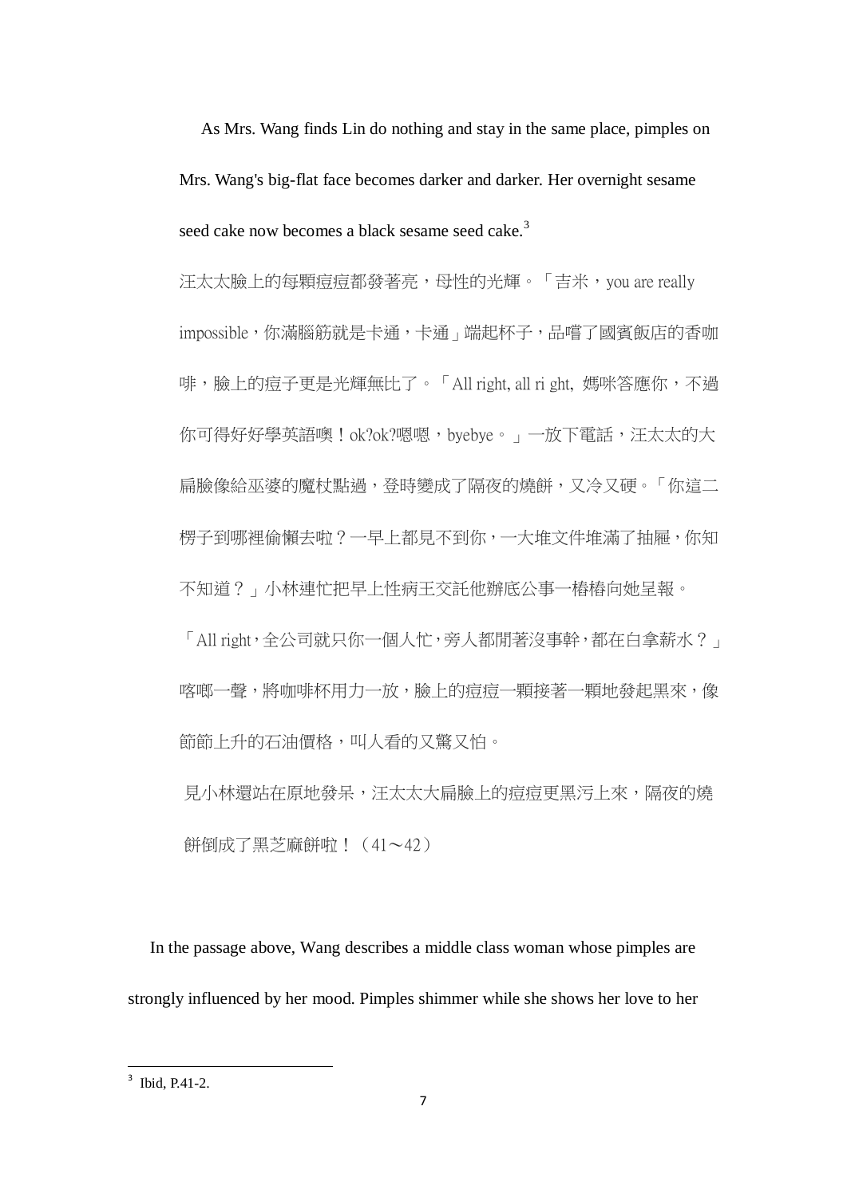As Mrs. Wang finds Lin do nothing and stay in the same place, pimples on Mrs. Wang's big-flat face becomes darker and darker. Her overnight sesame seed cake now becomes a black sesame seed cake.[3]

汪太太臉上的每顆痘痘都發著亮，母性的光輝。「吉米，you are really impossible，你滿腦筋就是卡通，卡通」端起杯子，品嚐了國賓飯店的香咖啡，臉上的痘子更是光輝無比了。「All right, all ri ght, 媽咪答應你，不過你可得好好學英語噢！ok?ok?嗯嗯，byebye。」一放下電話，汪太太的大扁臉像給巫婆的魔杖點過，登時變成了隔夜的燒餅，又冷又硬。「你這二楞子到哪裡偷懶去啦？一早上都見不到你，一大堆文件堆滿了抽屜，你知不知道？」小林連忙把早上性病王交託他辦底公事一樁樁向她呈報。「All right，全公司就只你一個人忙，旁人都閒著沒事幹，都在白拿薪水？」喀啷一聲，將咖啡杯用力一放，臉上的痘痘一顆接著一顆地發起黑來，像節節上升的石油價格，叫人看的又驚又怕。

見小林還站在原地發呆，汪太太大扁臉上的痘痘更黑污上來，隔夜的燒餅倒成了黑芝麻餅啦！（41～42）

In the passage above, Wang describes a middle class woman whose pimples are strongly influenced by her mood. Pimples shimmer while she shows her love to her

---

[3] Ibid, P.41-2.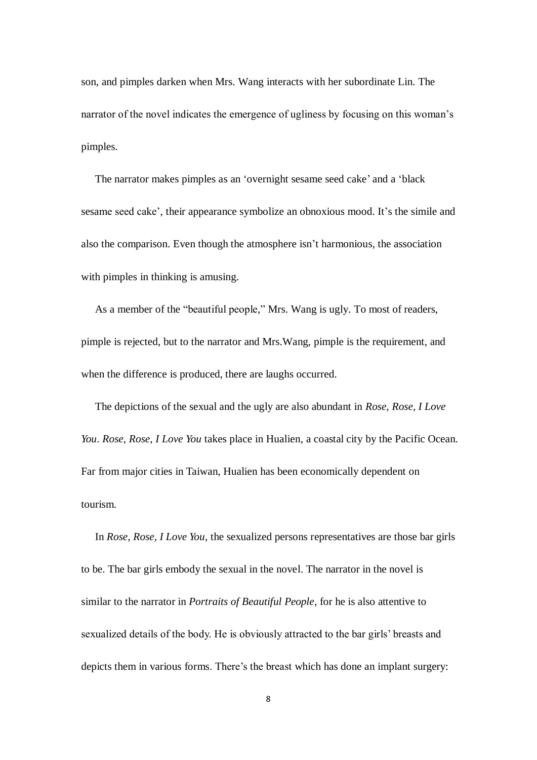son, and pimples darken when Mrs. Wang interacts with her subordinate Lin. The narrator of the novel indicates the emergence of ugliness by focusing on this woman's pimples.

The narrator makes pimples as an 'overnight sesame seed cake' and a 'black sesame seed cake', their appearance symbolize an obnoxious mood. It's the simile and also the comparison. Even though the atmosphere isn't harmonious, the association with pimples in thinking is amusing.

As a member of the "beautiful people," Mrs. Wang is ugly. To most of readers, pimple is rejected, but to the narrator and Mrs.Wang, pimple is the requirement, and when the difference is produced, there are laughs occurred.

The depictions of the sexual and the ugly are also abundant in *Rose, Rose, I Love You*. *Rose, Rose, I Love You* takes place in Hualien, a coastal city by the Pacific Ocean. Far from major cities in Taiwan, Hualien has been economically dependent on tourism.

In *Rose, Rose, I Love You*, the sexualized persons representatives are those bar girls to be. The bar girls embody the sexual in the novel. The narrator in the novel is similar to the narrator in *Portraits of Beautiful People*, for he is also attentive to sexualized details of the body. He is obviously attracted to the bar girls' breasts and depicts them in various forms. There's the breast which has done an implant surgery: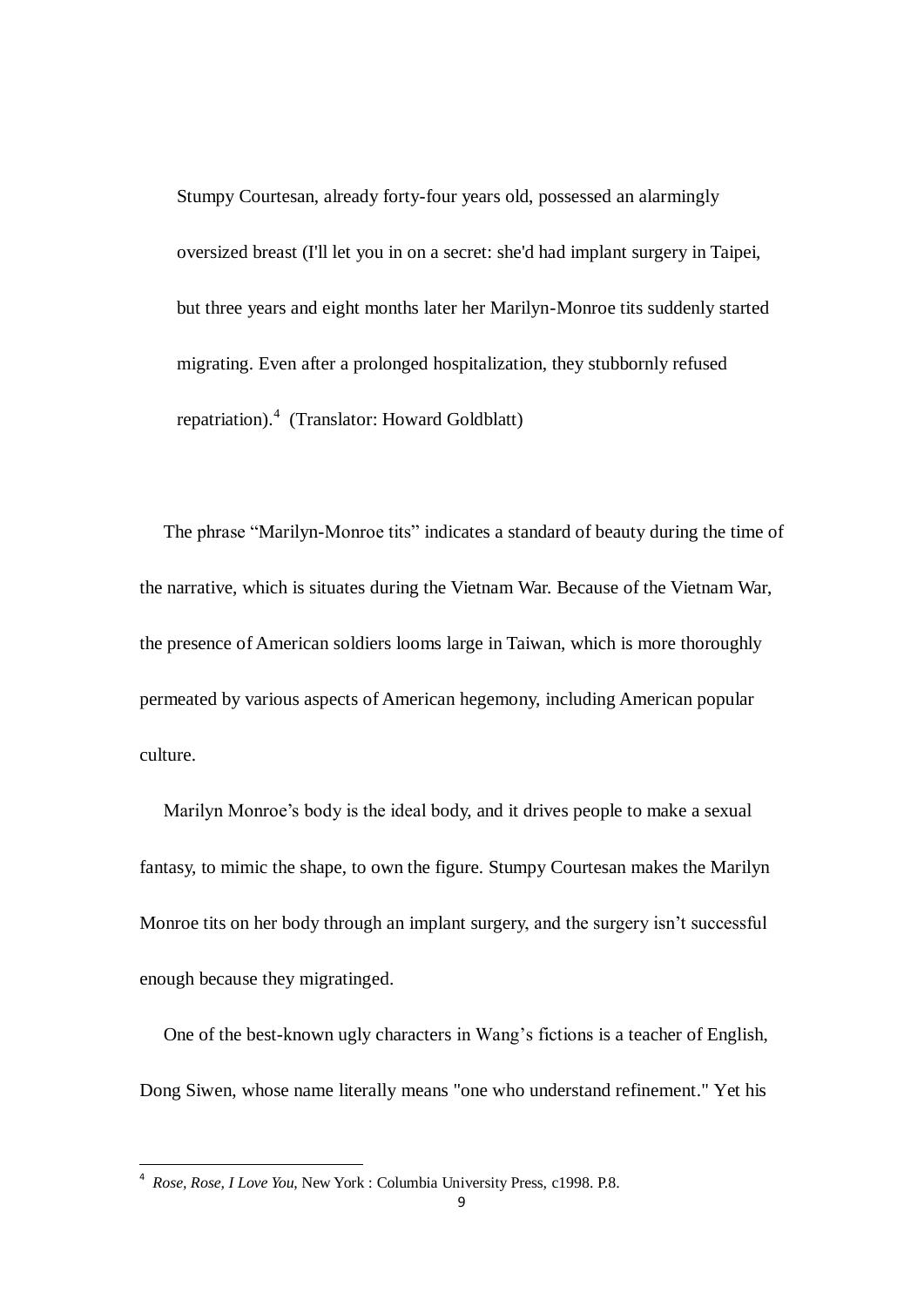> Stumpy Courtesan, already forty-four years old, possessed an alarmingly oversized breast (I'll let you in on a secret: she'd had implant surgery in Taipei, but three years and eight months later her Marilyn-Monroe tits suddenly started migrating. Even after a prolonged hospitalization, they stubbornly refused repatriation).[4] (Translator: Howard Goldblatt)

The phrase "Marilyn-Monroe tits" indicates a standard of beauty during the time of the narrative, which is situates during the Vietnam War. Because of the Vietnam War, the presence of American soldiers looms large in Taiwan, which is more thoroughly permeated by various aspects of American hegemony, including American popular culture.

Marilyn Monroe's body is the ideal body, and it drives people to make a sexual fantasy, to mimic the shape, to own the figure. Stumpy Courtesan makes the Marilyn Monroe tits on her body through an implant surgery, and the surgery isn't successful enough because they migratinged.

One of the best-known ugly characters in Wang's fictions is a teacher of English, Dong Siwen, whose name literally means "one who understand refinement." Yet his

---

[4] *Rose, Rose, I Love You*, New York : Columbia University Press, c1998. P.8.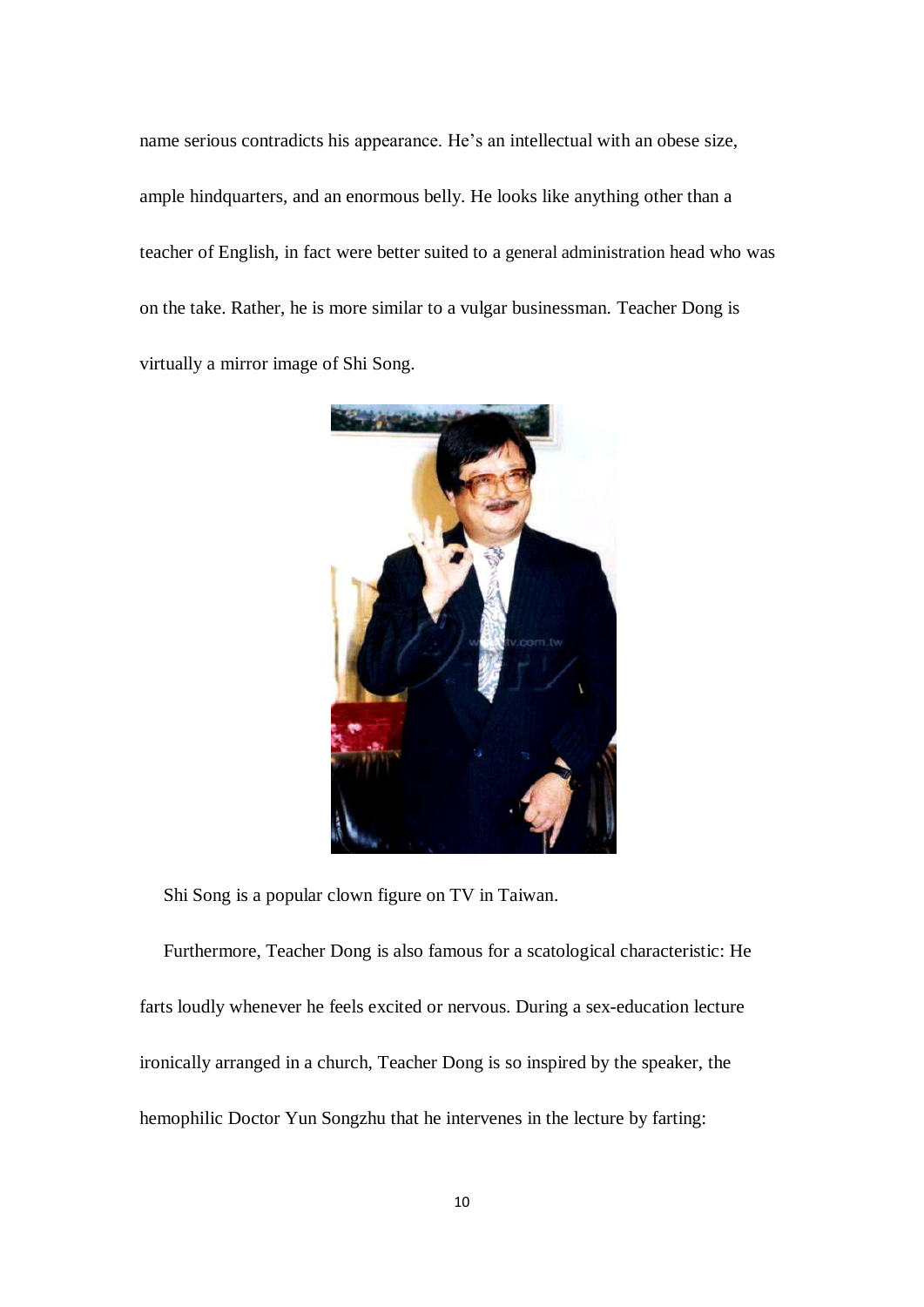name serious contradicts his appearance. He’s an intellectual with an obese size, ample hindquarters, and an enormous belly. He looks like anything other than a teacher of English, in fact were better suited to a general administration head who was on the take. Rather, he is more similar to a vulgar businessman. Teacher Dong is virtually a mirror image of Shi Song.

Shi Song is a popular clown figure on TV in Taiwan.

Furthermore, Teacher Dong is also famous for a scatological characteristic: He farts loudly whenever he feels excited or nervous. During a sex-education lecture ironically arranged in a church, Teacher Dong is so inspired by the speaker, the hemophilic Doctor Yun Songzhu that he intervenes in the lecture by farting: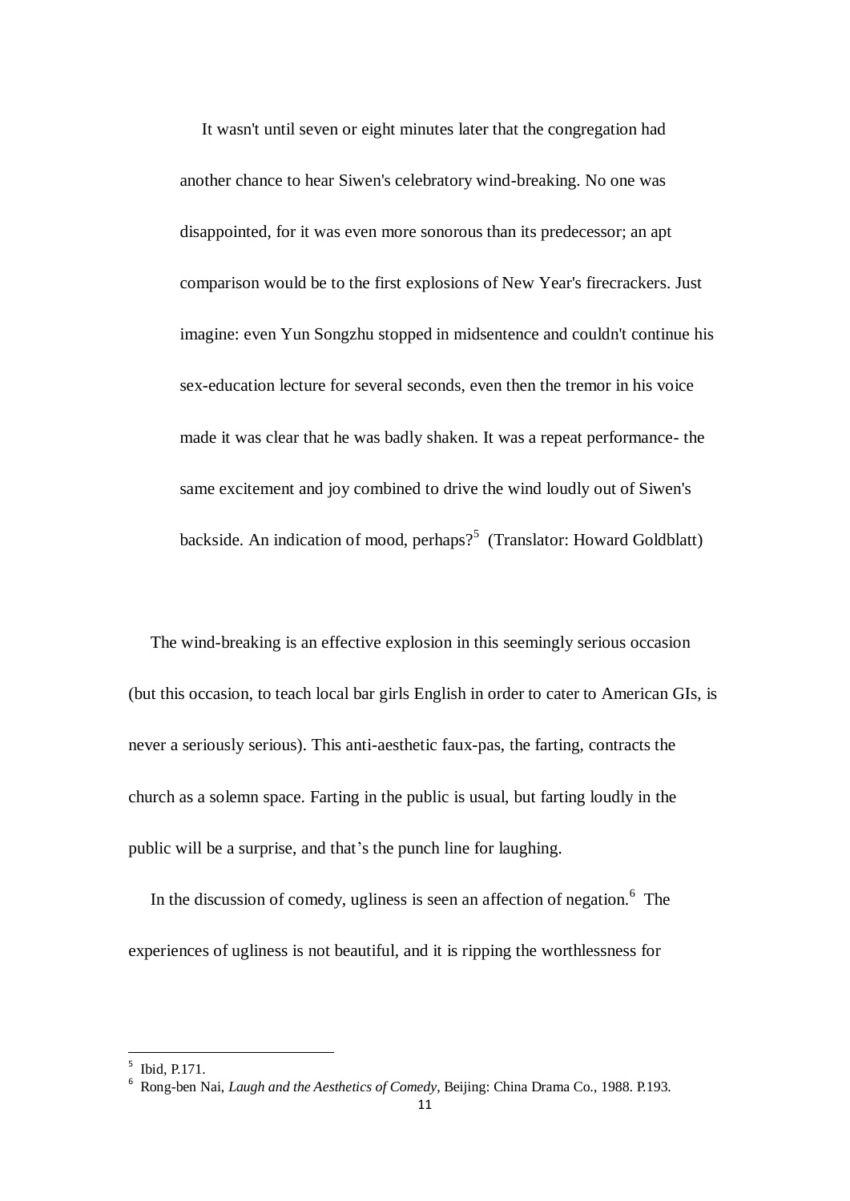> It wasn't until seven or eight minutes later that the congregation had another chance to hear Siwen's celebratory wind-breaking. No one was disappointed, for it was even more sonorous than its predecessor; an apt comparison would be to the first explosions of New Year's firecrackers. Just imagine: even Yun Songzhu stopped in midsentence and couldn't continue his sex-education lecture for several seconds, even then the tremor in his voice made it was clear that he was badly shaken. It was a repeat performance- the same excitement and joy combined to drive the wind loudly out of Siwen's backside. An indication of mood, perhaps?[5] (Translator: Howard Goldblatt)

The wind-breaking is an effective explosion in this seemingly serious occasion (but this occasion, to teach local bar girls English in order to cater to American GIs, is never a seriously serious). This anti-aesthetic faux-pas, the farting, contracts the church as a solemn space. Farting in the public is usual, but farting loudly in the public will be a surprise, and that's the punch line for laughing.

In the discussion of comedy, ugliness is seen an affection of negation.[6] The experiences of ugliness is not beautiful, and it is ripping the worthlessness for

---

[5] Ibid, P.171.

[6] Rong-ben Nai, *Laugh and the Aesthetics of Comedy*, Beijing: China Drama Co., 1988. P.193.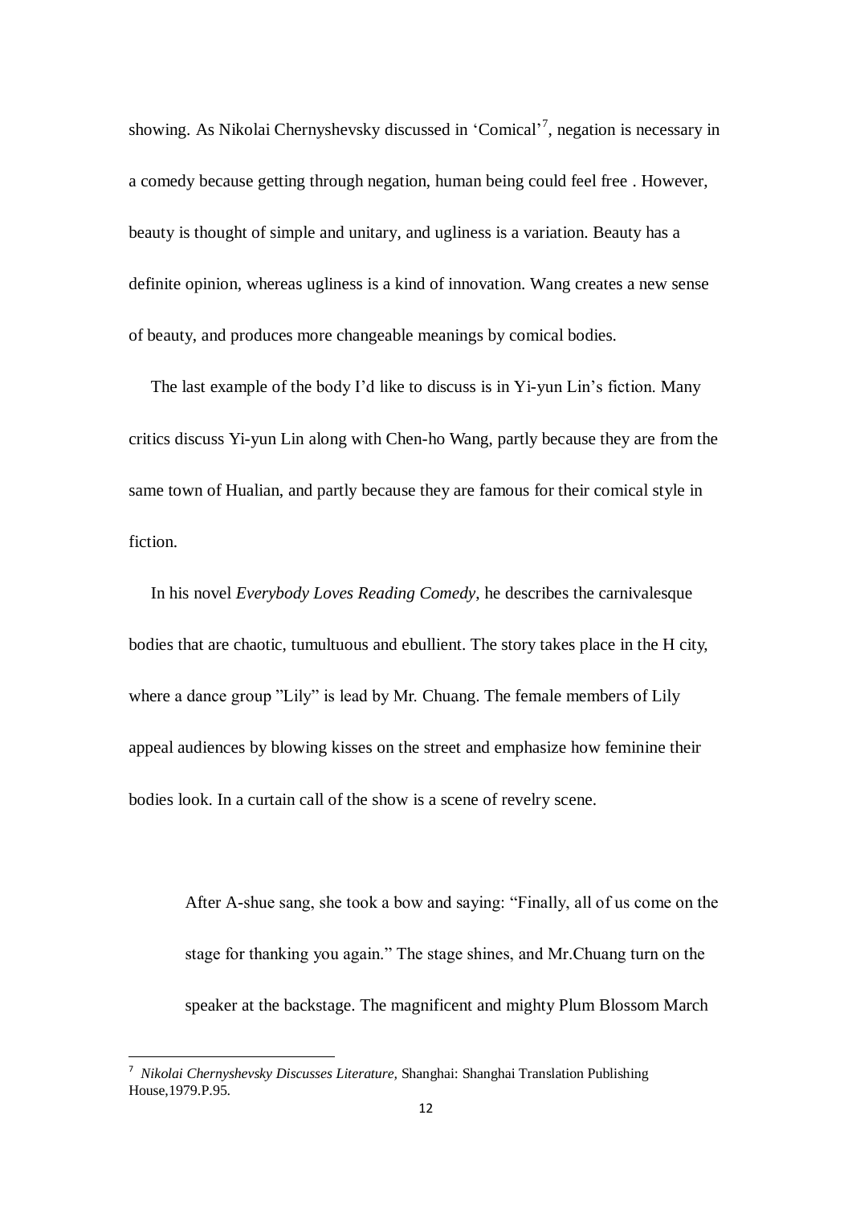showing. As Nikolai Chernyshevsky discussed in 'Comical'[7], negation is necessary in a comedy because getting through negation, human being could feel free . However, beauty is thought of simple and unitary, and ugliness is a variation. Beauty has a definite opinion, whereas ugliness is a kind of innovation. Wang creates a new sense of beauty, and produces more changeable meanings by comical bodies.

The last example of the body I'd like to discuss is in Yi-yun Lin's fiction. Many critics discuss Yi-yun Lin along with Chen-ho Wang, partly because they are from the same town of Hualian, and partly because they are famous for their comical style in fiction.

In his novel *Everybody Loves Reading Comedy*, he describes the carnivalesque bodies that are chaotic, tumultuous and ebullient. The story takes place in the H city, where a dance group "Lily" is lead by Mr. Chuang. The female members of Lily appeal audiences by blowing kisses on the street and emphasize how feminine their bodies look. In a curtain call of the show is a scene of revelry scene.

> After A-shue sang, she took a bow and saying: "Finally, all of us come on the stage for thanking you again." The stage shines, and Mr.Chuang turn on the speaker at the backstage. The magnificent and mighty Plum Blossom March

[7] *Nikolai Chernyshevsky Discusses Literature,* Shanghai: Shanghai Translation Publishing House,1979.P.95.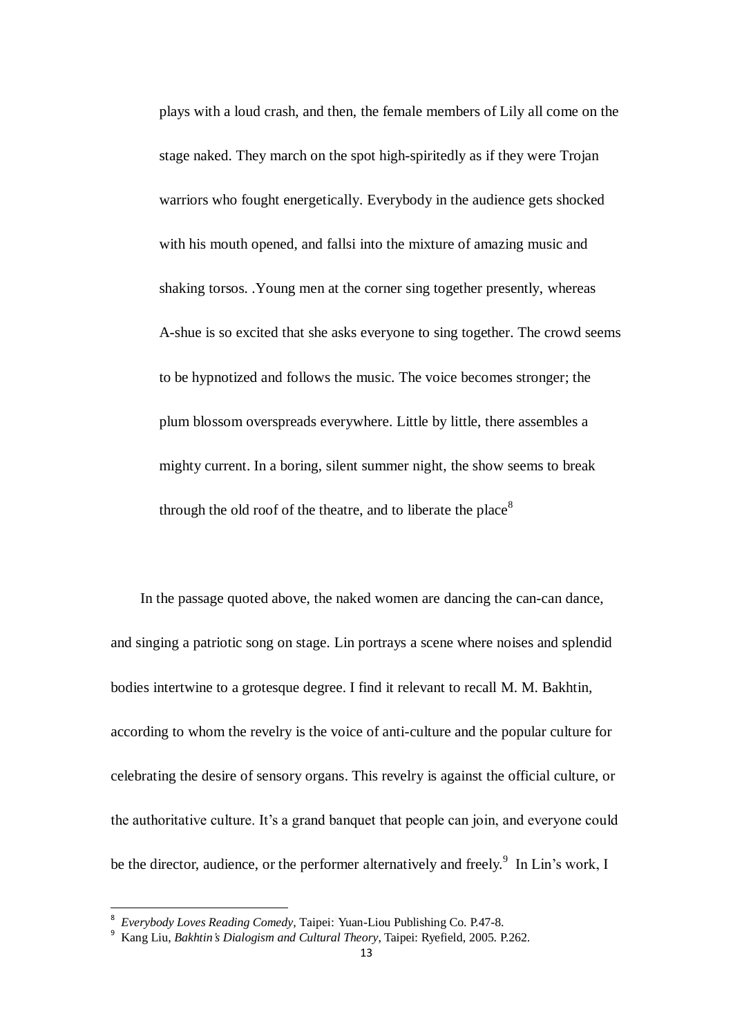> plays with a loud crash, and then, the female members of Lily all come on the stage naked. They march on the spot high-spiritedly as if they were Trojan warriors who fought energetically. Everybody in the audience gets shocked with his mouth opened, and fallsi into the mixture of amazing music and shaking torsos. .Young men at the corner sing together presently, whereas A-shue is so excited that she asks everyone to sing together. The crowd seems to be hypnotized and follows the music. The voice becomes stronger; the plum blossom overspreads everywhere. Little by little, there assembles a mighty current. In a boring, silent summer night, the show seems to break through the old roof of the theatre, and to liberate the place[8]

In the passage quoted above, the naked women are dancing the can-can dance, and singing a patriotic song on stage. Lin portrays a scene where noises and splendid bodies intertwine to a grotesque degree. I find it relevant to recall M. M. Bakhtin, according to whom the revelry is the voice of anti-culture and the popular culture for celebrating the desire of sensory organs. This revelry is against the official culture, or the authoritative culture. It's a grand banquet that people can join, and everyone could be the director, audience, or the performer alternatively and freely.[9] In Lin's work, I

---

[8] *Everybody Loves Reading Comedy*, Taipei: Yuan-Liou Publishing Co. P.47-8.

[9] Kang Liu, *Bakhtin's Dialogism and Cultural Theory*, Taipei: Ryefield, 2005. P.262.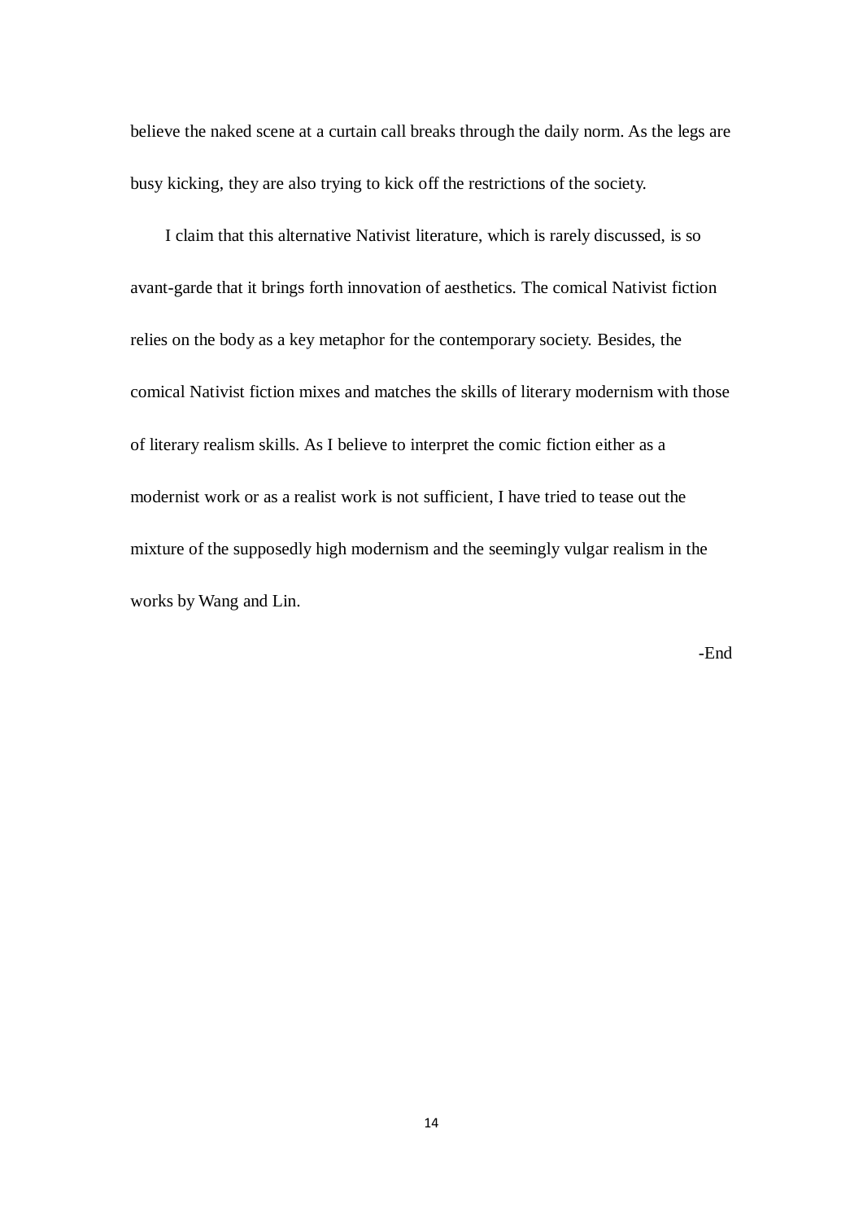believe the naked scene at a curtain call breaks through the daily norm. As the legs are busy kicking, they are also trying to kick off the restrictions of the society.

I claim that this alternative Nativist literature, which is rarely discussed, is so avant-garde that it brings forth innovation of aesthetics. The comical Nativist fiction relies on the body as a key metaphor for the contemporary society. Besides, the comical Nativist fiction mixes and matches the skills of literary modernism with those of literary realism skills. As I believe to interpret the comic fiction either as a modernist work or as a realist work is not sufficient, I have tried to tease out the mixture of the supposedly high modernism and the seemingly vulgar realism in the works by Wang and Lin.

-End